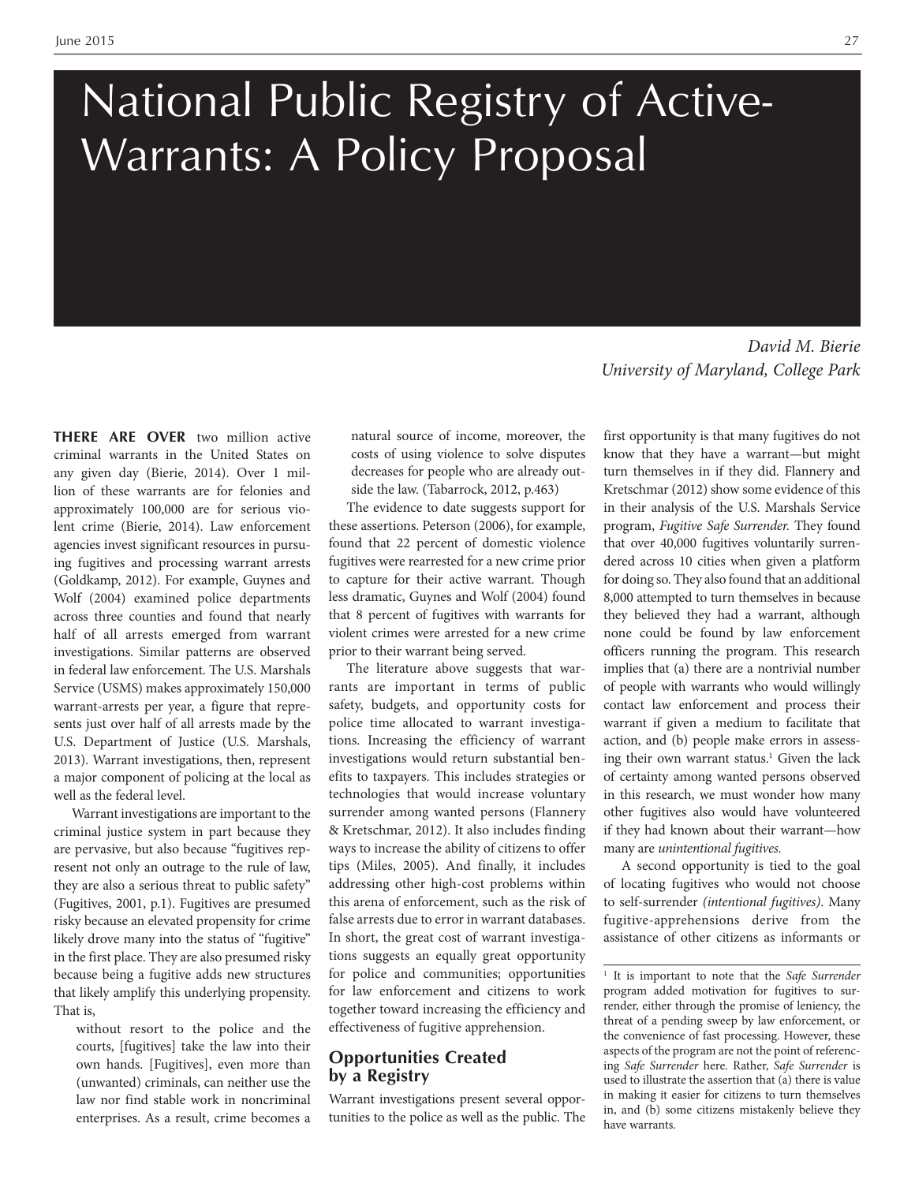# National Public Registry of Active-Warrants: A Policy Proposal

*David M. Bierie*
*University of Maryland, College Park*

**THERE ARE OVER** two million active criminal warrants in the United States on any given day (Bierie, 2014). Over 1 million of these warrants are for felonies and approximately 100,000 are for serious violent crime (Bierie, 2014). Law enforcement agencies invest significant resources in pursuing fugitives and processing warrant arrests (Goldkamp, 2012). For example, Guynes and Wolf (2004) examined police departments across three counties and found that nearly half of all arrests emerged from warrant investigations. Similar patterns are observed in federal law enforcement. The U.S. Marshals Service (USMS) makes approximately 150,000 warrant-arrests per year, a figure that represents just over half of all arrests made by the U.S. Department of Justice (U.S. Marshals, 2013). Warrant investigations, then, represent a major component of policing at the local as well as the federal level.

Warrant investigations are important to the criminal justice system in part because they are pervasive, but also because "fugitives represent not only an outrage to the rule of law, they are also a serious threat to public safety" (Fugitives, 2001, p.1). Fugitives are presumed risky because an elevated propensity for crime likely drove many into the status of "fugitive" in the first place. They are also presumed risky because being a fugitive adds new structures that likely amplify this underlying propensity. That is,

> without resort to the police and the courts, [fugitives] take the law into their own hands. [Fugitives], even more than (unwanted) criminals, can neither use the law nor find stable work in noncriminal enterprises. As a result, crime becomes a natural source of income, moreover, the costs of using violence to solve disputes decreases for people who are already outside the law. (Tabarrock, 2012, p.463)

The evidence to date suggests support for these assertions. Peterson (2006), for example, found that 22 percent of domestic violence fugitives were rearrested for a new crime prior to capture for their active warrant. Though less dramatic, Guynes and Wolf (2004) found that 8 percent of fugitives with warrants for violent crimes were arrested for a new crime prior to their warrant being served.

The literature above suggests that warrants are important in terms of public safety, budgets, and opportunity costs for police time allocated to warrant investigations. Increasing the efficiency of warrant investigations would return substantial benefits to taxpayers. This includes strategies or technologies that would increase voluntary surrender among wanted persons (Flannery & Kretschmar, 2012). It also includes finding ways to increase the ability of citizens to offer tips (Miles, 2005). And finally, it includes addressing other high-cost problems within this arena of enforcement, such as the risk of false arrests due to error in warrant databases. In short, the great cost of warrant investigations suggests an equally great opportunity for police and communities; opportunities for law enforcement and citizens to work together toward increasing the efficiency and effectiveness of fugitive apprehension.

## Opportunities Created by a Registry

Warrant investigations present several opportunities to the police as well as the public. The first opportunity is that many fugitives do not know that they have a warrant—but might turn themselves in if they did. Flannery and Kretschmar (2012) show some evidence of this in their analysis of the U.S. Marshals Service program, *Fugitive Safe Surrender.* They found that over 40,000 fugitives voluntarily surrendered across 10 cities when given a platform for doing so. They also found that an additional 8,000 attempted to turn themselves in because they believed they had a warrant, although none could be found by law enforcement officers running the program. This research implies that (a) there are a nontrivial number of people with warrants who would willingly contact law enforcement and process their warrant if given a medium to facilitate that action, and (b) people make errors in assessing their own warrant status.[1] Given the lack of certainty among wanted persons observed in this research, we must wonder how many other fugitives also would have volunteered if they had known about their warrant—how many are *unintentional fugitives.*

A second opportunity is tied to the goal of locating fugitives who would not choose to self-surrender *(intentional fugitives)*. Many fugitive-apprehensions derive from the assistance of other citizens as informants or

[1] It is important to note that the *Safe Surrender* program added motivation for fugitives to surrender, either through the promise of leniency, the threat of a pending sweep by law enforcement, or the convenience of fast processing. However, these aspects of the program are not the point of referencing *Safe Surrender* here. Rather, *Safe Surrender* is used to illustrate the assertion that (a) there is value in making it easier for citizens to turn themselves in, and (b) some citizens mistakenly believe they have warrants.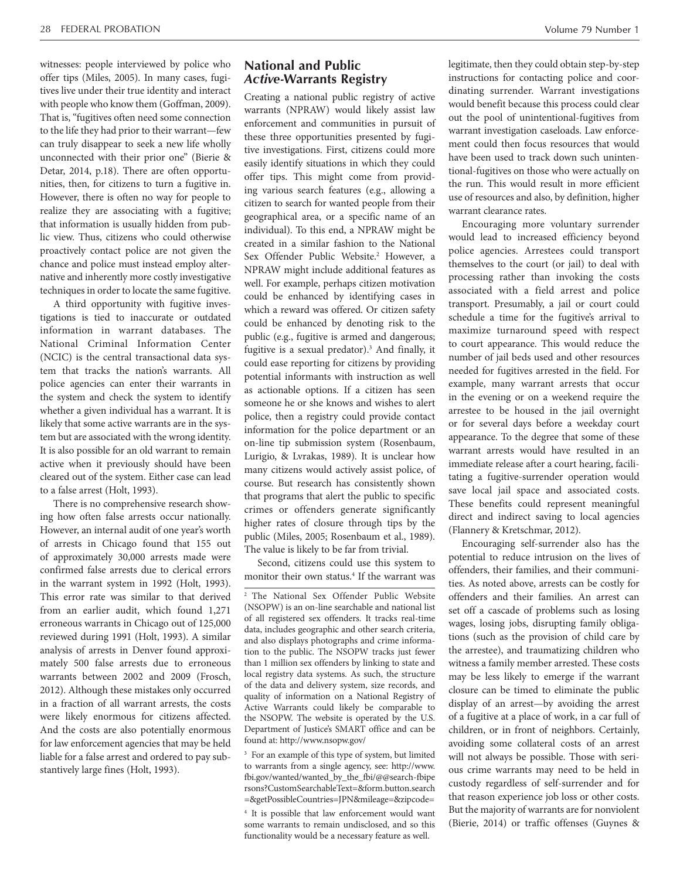witnesses: people interviewed by police who offer tips (Miles, 2005). In many cases, fugitives live under their true identity and interact with people who know them (Goffman, 2009). That is, "fugitives often need some connection to the life they had prior to their warrant—few can truly disappear to seek a new life wholly unconnected with their prior one" (Bierie & Detar, 2014, p.18). There are often opportunities, then, for citizens to turn a fugitive in. However, there is often no way for people to realize they are associating with a fugitive; that information is usually hidden from public view. Thus, citizens who could otherwise proactively contact police are not given the chance and police must instead employ alternative and inherently more costly investigative techniques in order to locate the same fugitive.

A third opportunity with fugitive investigations is tied to inaccurate or outdated information in warrant databases. The National Criminal Information Center (NCIC) is the central transactional data system that tracks the nation's warrants. All police agencies can enter their warrants in the system and check the system to identify whether a given individual has a warrant. It is likely that some active warrants are in the system but are associated with the wrong identity. It is also possible for an old warrant to remain active when it previously should have been cleared out of the system. Either case can lead to a false arrest (Holt, 1993).

There is no comprehensive research showing how often false arrests occur nationally. However, an internal audit of one year's worth of arrests in Chicago found that 155 out of approximately 30,000 arrests made were confirmed false arrests due to clerical errors in the warrant system in 1992 (Holt, 1993). This error rate was similar to that derived from an earlier audit, which found 1,271 erroneous warrants in Chicago out of 125,000 reviewed during 1991 (Holt, 1993). A similar analysis of arrests in Denver found approximately 500 false arrests due to erroneous warrants between 2002 and 2009 (Frosch, 2012). Although these mistakes only occurred in a fraction of all warrant arrests, the costs were likely enormous for citizens affected. And the costs are also potentially enormous for law enforcement agencies that may be held liable for a false arrest and ordered to pay substantively large fines (Holt, 1993).

## National and Public *Active*-Warrants Registry

Creating a national public registry of active warrants (NPRAW) would likely assist law enforcement and communities in pursuit of these three opportunities presented by fugitive investigations. First, citizens could more easily identify situations in which they could offer tips. This might come from providing various search features (e.g., allowing a citizen to search for wanted people from their geographical area, or a specific name of an individual). To this end, a NPRAW might be created in a similar fashion to the National Sex Offender Public Website.[2] However, a NPRAW might include additional features as well. For example, perhaps citizen motivation could be enhanced by identifying cases in which a reward was offered. Or citizen safety could be enhanced by denoting risk to the public (e.g., fugitive is armed and dangerous; fugitive is a sexual predator).[3] And finally, it could ease reporting for citizens by providing potential informants with instruction as well as actionable options. If a citizen has seen someone he or she knows and wishes to alert police, then a registry could provide contact information for the police department or an on-line tip submission system (Rosenbaum, Lurigio, & Lvrakas, 1989). It is unclear how many citizens would actively assist police, of course. But research has consistently shown that programs that alert the public to specific crimes or offenders generate significantly higher rates of closure through tips by the public (Miles, 2005; Rosenbaum et al., 1989). The value is likely to be far from trivial.

Second, citizens could use this system to monitor their own status.[4] If the warrant was legitimate, then they could obtain step-by-step instructions for contacting police and coordinating surrender. Warrant investigations would benefit because this process could clear out the pool of unintentional-fugitives from warrant investigation caseloads. Law enforcement could then focus resources that would have been used to track down such unintentional-fugitives on those who were actually on the run. This would result in more efficient use of resources and also, by definition, higher warrant clearance rates.

Encouraging more voluntary surrender would lead to increased efficiency beyond police agencies. Arrestees could transport themselves to the court (or jail) to deal with processing rather than invoking the costs associated with a field arrest and police transport. Presumably, a jail or court could schedule a time for the fugitive's arrival to maximize turnaround speed with respect to court appearance. This would reduce the number of jail beds used and other resources needed for fugitives arrested in the field. For example, many warrant arrests that occur in the evening or on a weekend require the arrestee to be housed in the jail overnight or for several days before a weekday court appearance. To the degree that some of these warrant arrests would have resulted in an immediate release after a court hearing, facilitating a fugitive-surrender operation would save local jail space and associated costs. These benefits could represent meaningful direct and indirect saving to local agencies (Flannery & Kretschmar, 2012).

Encouraging self-surrender also has the potential to reduce intrusion on the lives of offenders, their families, and their communities. As noted above, arrests can be costly for offenders and their families. An arrest can set off a cascade of problems such as losing wages, losing jobs, disrupting family obligations (such as the provision of child care by the arrestee), and traumatizing children who witness a family member arrested. These costs may be less likely to emerge if the warrant closure can be timed to eliminate the public display of an arrest—by avoiding the arrest of a fugitive at a place of work, in a car full of children, or in front of neighbors. Certainly, avoiding some collateral costs of an arrest will not always be possible. Those with serious crime warrants may need to be held in custody regardless of self-surrender and for that reason experience job loss or other costs. But the majority of warrants are for nonviolent (Bierie, 2014) or traffic offenses (Guynes &

---

[2] The National Sex Offender Public Website (NSOPW) is an on-line searchable and national list of all registered sex offenders. It tracks real-time data, includes geographic and other search criteria, and also displays photographs and crime information to the public. The NSOPW tracks just fewer than 1 million sex offenders by linking to state and local registry data systems. As such, the structure of the data and delivery system, size records, and quality of information on a National Registry of Active Warrants could likely be comparable to the NSOPW. The website is operated by the U.S. Department of Justice's SMART office and can be found at: http://www.nsopw.gov/

[3] For an example of this type of system, but limited to warrants from a single agency, see: http://www.fbi.gov/wanted/wanted_by_the_fbi/@@search-fbipersons?CustomSearchableText=&form.button.search=&getPossibleCountries=JPN&mileage=&zipcode=

[4] It is possible that law enforcement would want some warrants to remain undisclosed, and so this functionality would be a necessary feature as well.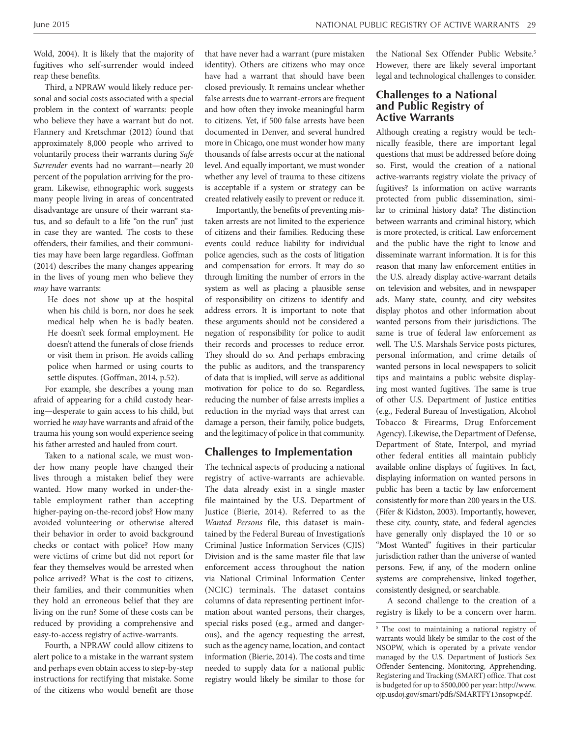Wold, 2004). It is likely that the majority of fugitives who self-surrender would indeed reap these benefits.

Third, a NPRAW would likely reduce personal and social costs associated with a special problem in the context of warrants: people who believe they have a warrant but do not. Flannery and Kretschmar (2012) found that approximately 8,000 people who arrived to voluntarily process their warrants during *Safe Surrender* events had no warrant—nearly 20 percent of the population arriving for the program. Likewise, ethnographic work suggests many people living in areas of concentrated disadvantage are unsure of their warrant status, and so default to a life "on the run" just in case they are wanted. The costs to these offenders, their families, and their communities may have been large regardless. Goffman (2014) describes the many changes appearing in the lives of young men who believe they *may* have warrants:

> He does not show up at the hospital when his child is born, nor does he seek medical help when he is badly beaten. He doesn't seek formal employment. He doesn't attend the funerals of close friends or visit them in prison. He avoids calling police when harmed or using courts to settle disputes. (Goffman, 2014, p.52).

For example, she describes a young man afraid of appearing for a child custody hearing—desperate to gain access to his child, but worried he *may* have warrants and afraid of the trauma his young son would experience seeing his father arrested and hauled from court.

Taken to a national scale, we must wonder how many people have changed their lives through a mistaken belief they were wanted. How many worked in under-the-table employment rather than accepting higher-paying on-the-record jobs? How many avoided volunteering or otherwise altered their behavior in order to avoid background checks or contact with police? How many were victims of crime but did not report for fear they themselves would be arrested when police arrived? What is the cost to citizens, their families, and their communities when they hold an erroneous belief that they are living on the run? Some of these costs can be reduced by providing a comprehensive and easy-to-access registry of active-warrants.

Fourth, a NPRAW could allow citizens to alert police to a mistake in the warrant system and perhaps even obtain access to step-by-step instructions for rectifying that mistake. Some of the citizens who would benefit are those that have never had a warrant (pure mistaken identity). Others are citizens who may once have had a warrant that should have been closed previously. It remains unclear whether false arrests due to warrant-errors are frequent and how often they invoke meaningful harm to citizens. Yet, if 500 false arrests have been documented in Denver, and several hundred more in Chicago, one must wonder how many thousands of false arrests occur at the national level. And equally important, we must wonder whether any level of trauma to these citizens is acceptable if a system or strategy can be created relatively easily to prevent or reduce it.

Importantly, the benefits of preventing mistaken arrests are not limited to the experience of citizens and their families. Reducing these events could reduce liability for individual police agencies, such as the costs of litigation and compensation for errors. It may do so through limiting the number of errors in the system as well as placing a plausible sense of responsibility on citizens to identify and address errors. It is important to note that these arguments should not be considered a negation of responsibility for police to audit their records and processes to reduce error. They should do so. And perhaps embracing the public as auditors, and the transparency of data that is implied, will serve as additional motivation for police to do so. Regardless, reducing the number of false arrests implies a reduction in the myriad ways that arrest can damage a person, their family, police budgets, and the legitimacy of police in that community.

## Challenges to Implementation

The technical aspects of producing a national registry of active-warrants are achievable. The data already exist in a single master file maintained by the U.S. Department of Justice (Bierie, 2014). Referred to as the *Wanted Persons* file, this dataset is maintained by the Federal Bureau of Investigation's Criminal Justice Information Services (CJIS) Division and is the same master file that law enforcement access throughout the nation via National Criminal Information Center (NCIC) terminals. The dataset contains columns of data representing pertinent information about wanted persons, their charges, special risks posed (e.g., armed and dangerous), and the agency requesting the arrest, such as the agency name, location, and contact information (Bierie, 2014). The costs and time needed to supply data for a national public registry would likely be similar to those for the National Sex Offender Public Website.[5] However, there are likely several important legal and technological challenges to consider.

## Challenges to a National and Public Registry of Active Warrants

Although creating a registry would be technically feasible, there are important legal questions that must be addressed before doing so. First, would the creation of a national active-warrants registry violate the privacy of fugitives? Is information on active warrants protected from public dissemination, similar to criminal history data? The distinction between warrants and criminal history, which is more protected, is critical. Law enforcement and the public have the right to know and disseminate warrant information. It is for this reason that many law enforcement entities in the U.S. already display active-warrant details on television and websites, and in newspaper ads. Many state, county, and city websites display photos and other information about wanted persons from their jurisdictions. The same is true of federal law enforcement as well. The U.S. Marshals Service posts pictures, personal information, and crime details of wanted persons in local newspapers to solicit tips and maintains a public website displaying most wanted fugitives. The same is true of other U.S. Department of Justice entities (e.g., Federal Bureau of Investigation, Alcohol Tobacco & Firearms, Drug Enforcement Agency). Likewise, the Department of Defense, Department of State, Interpol, and myriad other federal entities all maintain publicly available online displays of fugitives. In fact, displaying information on wanted persons in public has been a tactic by law enforcement consistently for more than 200 years in the U.S. (Fifer & Kidston, 2003). Importantly, however, these city, county, state, and federal agencies have generally only displayed the 10 or so "Most Wanted" fugitives in their particular jurisdiction rather than the universe of wanted persons. Few, if any, of the modern online systems are comprehensive, linked together, consistently designed, or searchable.

A second challenge to the creation of a registry is likely to be a concern over harm.

[5] The cost to maintaining a national registry of warrants would likely be similar to the cost of the NSOPW, which is operated by a private vendor managed by the U.S. Department of Justice's Sex Offender Sentencing, Monitoring, Apprehending, Registering and Tracking (SMART) office. That cost is budgeted for up to $500,000 per year: http://www.ojp.usdoj.gov/smart/pdfs/SMARTFY13nsopw.pdf.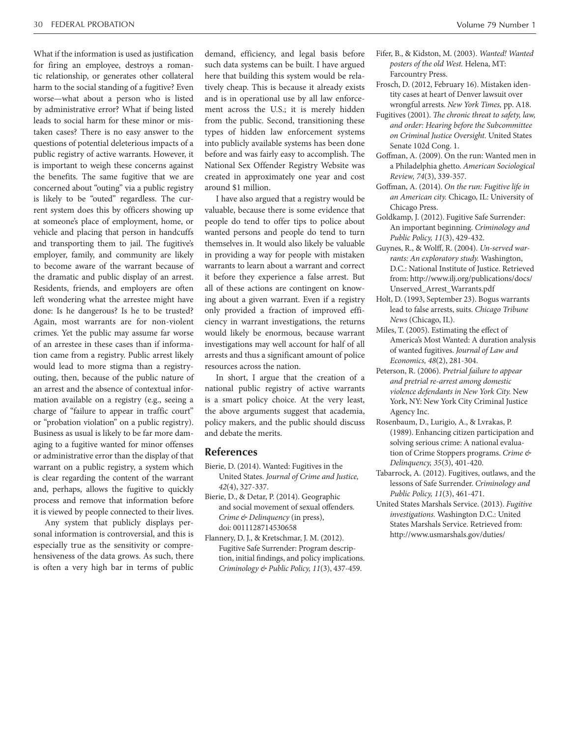What if the information is used as justification for firing an employee, destroys a romantic relationship, or generates other collateral harm to the social standing of a fugitive? Even worse—what about a person who is listed by administrative error? What if being listed leads to social harm for these minor or mistaken cases? There is no easy answer to the questions of potential deleterious impacts of a public registry of active warrants. However, it is important to weigh these concerns against the benefits. The same fugitive that we are concerned about "outing" via a public registry is likely to be "outed" regardless. The current system does this by officers showing up at someone's place of employment, home, or vehicle and placing that person in handcuffs and transporting them to jail. The fugitive's employer, family, and community are likely to become aware of the warrant because of the dramatic and public display of an arrest. Residents, friends, and employers are often left wondering what the arrestee might have done: Is he dangerous? Is he to be trusted? Again, most warrants are for non-violent crimes. Yet the public may assume far worse of an arrestee in these cases than if information came from a registry. Public arrest likely would lead to more stigma than a registry-outing, then, because of the public nature of an arrest and the absence of contextual information available on a registry (e.g., seeing a charge of "failure to appear in traffic court" or "probation violation" on a public registry). Business as usual is likely to be far more damaging to a fugitive wanted for minor offenses or administrative error than the display of that warrant on a public registry, a system which is clear regarding the content of the warrant and, perhaps, allows the fugitive to quickly process and remove that information before it is viewed by people connected to their lives.

Any system that publicly displays personal information is controversial, and this is especially true as the sensitivity or comprehensiveness of the data grows. As such, there is often a very high bar in terms of public demand, efficiency, and legal basis before such data systems can be built. I have argued here that building this system would be relatively cheap. This is because it already exists and is in operational use by all law enforcement across the U.S.; it is merely hidden from the public. Second, transitioning these types of hidden law enforcement systems into publicly available systems has been done before and was fairly easy to accomplish. The National Sex Offender Registry Website was created in approximately one year and cost around $1 million.

I have also argued that a registry would be valuable, because there is some evidence that people do tend to offer tips to police about wanted persons and people do tend to turn themselves in. It would also likely be valuable in providing a way for people with mistaken warrants to learn about a warrant and correct it before they experience a false arrest. But all of these actions are contingent on knowing about a given warrant. Even if a registry only provided a fraction of improved efficiency in warrant investigations, the returns would likely be enormous, because warrant investigations may well account for half of all arrests and thus a significant amount of police resources across the nation.

In short, I argue that the creation of a national public registry of active warrants is a smart policy choice. At the very least, the above arguments suggest that academia, policy makers, and the public should discuss and debate the merits.

## References

Bierie, D. (2014). Wanted: Fugitives in the United States. *Journal of Crime and Justice, 42*(4), 327-337.

Bierie, D., & Detar, P. (2014). Geographic and social movement of sexual offenders. *Crime & Delinquency* (in press), doi: 0011128714530658

Flannery, D. J., & Kretschmar, J. M. (2012). Fugitive Safe Surrender: Program description, initial findings, and policy implications. *Criminology & Public Policy, 11*(3), 437-459.

Fifer, B., & Kidston, M. (2003). *Wanted! Wanted posters of the old West.* Helena, MT: Farcountry Press.

Frosch, D. (2012, February 16). Mistaken identity cases at heart of Denver lawsuit over wrongful arrests. *New York Times,* pp. A18.

Fugitives (2001). *The chronic threat to safety, law, and order: Hearing before the Subcommittee on Criminal Justice Oversight.* United States Senate 102d Cong. 1.

Goffman, A. (2009). On the run: Wanted men in a Philadelphia ghetto. *American Sociological Review, 74*(3), 339-357.

Goffman, A. (2014). *On the run: Fugitive life in an American city.* Chicago, IL: University of Chicago Press.

Goldkamp, J. (2012). Fugitive Safe Surrender: An important beginning. *Criminology and Public Policy, 11*(3), 429-432.

Guynes, R., & Wolff, R. (2004). *Un-served warrants: An exploratory study.* Washington, D.C.: National Institute of Justice. Retrieved from: http://www.ilj.org/publications/docs/Unserved_Arrest_Warrants.pdf

Holt, D. (1993, September 23). Bogus warrants lead to false arrests, suits. *Chicago Tribune News* (Chicago, IL).

Miles, T. (2005). Estimating the effect of America's Most Wanted: A duration analysis of wanted fugitives. *Journal of Law and Economics, 48*(2), 281-304.

Peterson, R. (2006). *Pretrial failure to appear and pretrial re-arrest among domestic violence defendants in New York City.* New York, NY: New York City Criminal Justice Agency Inc.

Rosenbaum, D., Lurigio, A., & Lvrakas, P. (1989). Enhancing citizen participation and solving serious crime: A national evaluation of Crime Stoppers programs. *Crime & Delinquency, 35*(3), 401-420.

Tabarrock, A. (2012). Fugitives, outlaws, and the lessons of Safe Surrender. *Criminology and Public Policy, 11*(3), 461-471.

United States Marshals Service. (2013). *Fugitive investigations.* Washington D.C.: United States Marshals Service. Retrieved from: http://www.usmarshals.gov/duties/